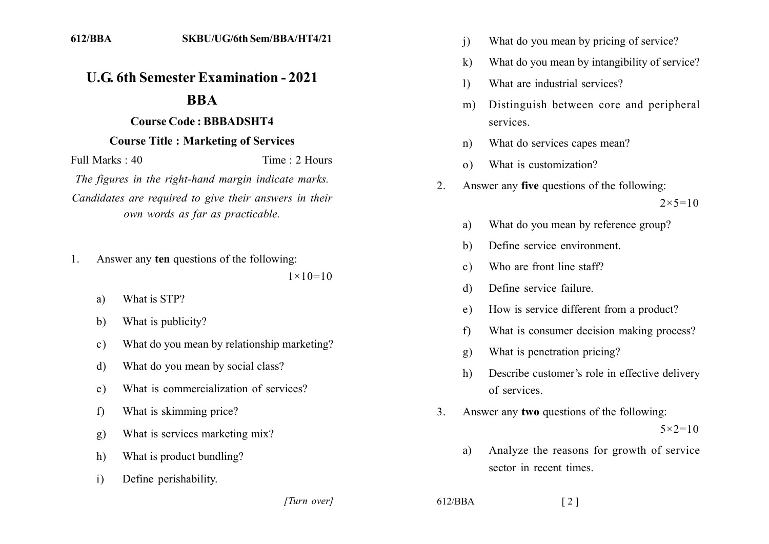612/BBA SKBU/UG/6th Sem/BBA/HT4/21

# U.G. 6th Semester Examination - 2021

## BBA

### Course Code : BBBADSHT4

### Course Title : Marketing of Services

Full Marks : 40 Time : 2 Hours

*The figures in the right-hand margin indicate marks.*

*Candidates are required to give their answers in their own words as far as practicable.*

1. Answer any **ten** questions of the following: 1×10=10

   a) What is STP?

   b) What is publicity?

   c) What do you mean by relationship marketing?

   d) What do you mean by social class?

   e) What is commercialization of services?

   f) What is skimming price?

   g) What is services marketing mix?

   h) What is product bundling?

   i) Define perishability.

   j) What do you mean by pricing of service?

   k) What do you mean by intangibility of service?

   l) What are industrial services?

   m) Distinguish between core and peripheral services.

   n) What do services capes mean?

   o) What is customization?

2. Answer any **five** questions of the following: 2×5=10

   a) What do you mean by reference group?

   b) Define service environment.

   c) Who are front line staff?

   d) Define service failure.

   e) How is service different from a product?

   f) What is consumer decision making process?

   g) What is penetration pricing?

   h) Describe customer's role in effective delivery of services.

3. Answer any **two** questions of the following: 5×2=10

   a) Analyze the reasons for growth of service sector in recent times.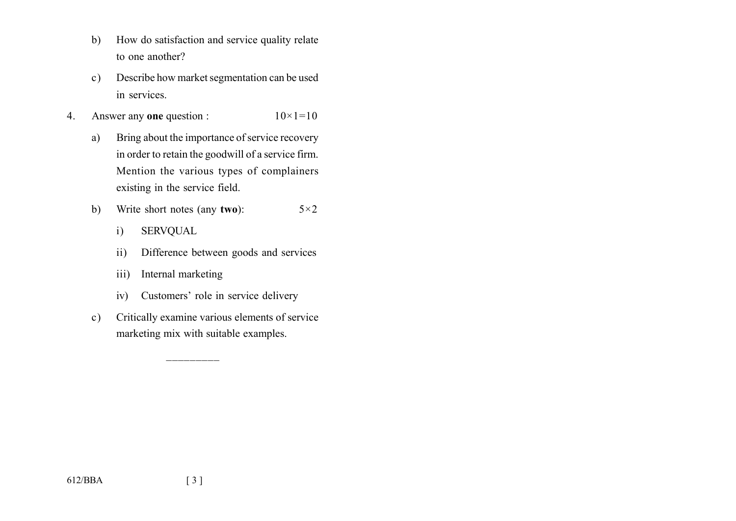b) How do satisfaction and service quality relate to one another?

c) Describe how market segmentation can be used in services.

4. Answer any **one** question : $10\times1=10$

a) Bring about the importance of service recovery in order to retain the goodwill of a service firm. Mention the various types of complainers existing in the service field.

b) Write short notes (any **two**): $5\times2$

i) SERVQUAL

ii) Difference between goods and services

iii) Internal marketing

iv) Customers' role in service delivery

c) Critically examine various elements of service marketing mix with suitable examples.

---